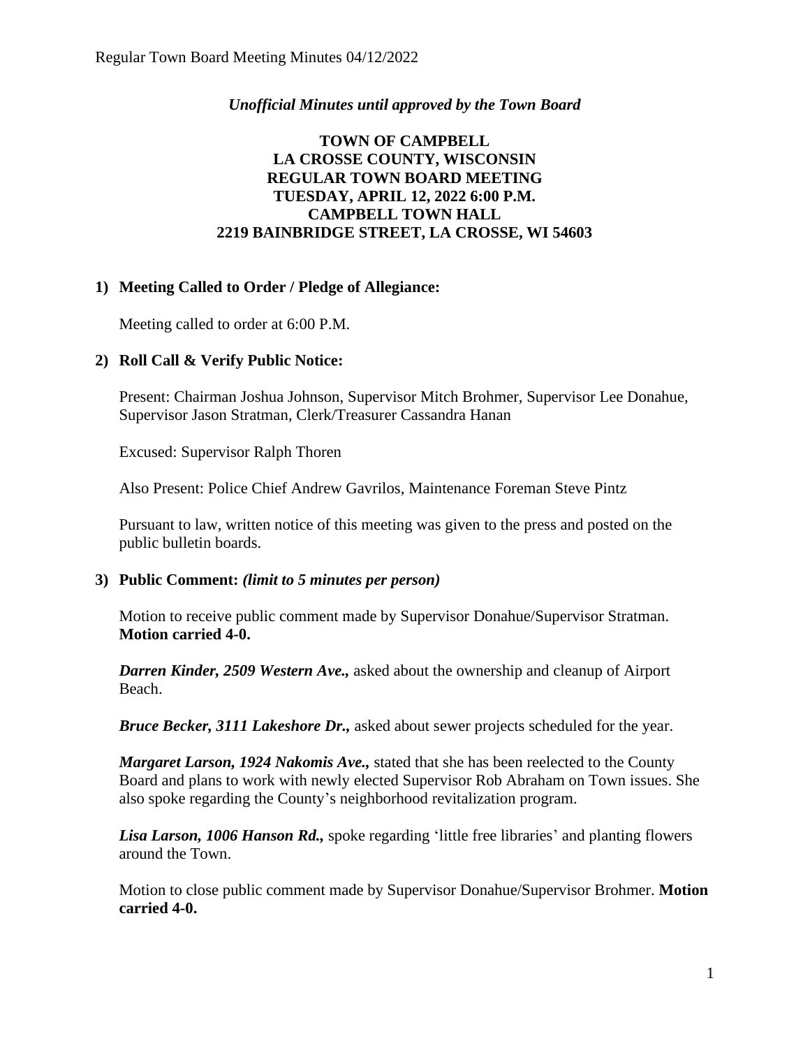*Unofficial Minutes until approved by the Town Board*

**TOWN OF CAMPBELL**
**LA CROSSE COUNTY, WISCONSIN**
**REGULAR TOWN BOARD MEETING**
**TUESDAY, APRIL 12, 2022 6:00 P.M.**
**CAMPBELL TOWN HALL**
**2219 BAINBRIDGE STREET, LA CROSSE, WI 54603**

**1) Meeting Called to Order / Pledge of Allegiance:**

Meeting called to order at 6:00 P.M.

**2) Roll Call & Verify Public Notice:**

Present: Chairman Joshua Johnson, Supervisor Mitch Brohmer, Supervisor Lee Donahue, Supervisor Jason Stratman, Clerk/Treasurer Cassandra Hanan

Excused: Supervisor Ralph Thoren

Also Present: Police Chief Andrew Gavrilos, Maintenance Foreman Steve Pintz

Pursuant to law, written notice of this meeting was given to the press and posted on the public bulletin boards.

**3) Public Comment:** ***(limit to 5 minutes per person)***

Motion to receive public comment made by Supervisor Donahue/Supervisor Stratman. **Motion carried 4-0.**

***Darren Kinder, 2509 Western Ave.,*** asked about the ownership and cleanup of Airport Beach.

***Bruce Becker, 3111 Lakeshore Dr.,*** asked about sewer projects scheduled for the year.

***Margaret Larson, 1924 Nakomis Ave.,*** stated that she has been reelected to the County Board and plans to work with newly elected Supervisor Rob Abraham on Town issues. She also spoke regarding the County's neighborhood revitalization program.

***Lisa Larson, 1006 Hanson Rd.,*** spoke regarding 'little free libraries' and planting flowers around the Town.

Motion to close public comment made by Supervisor Donahue/Supervisor Brohmer. **Motion carried 4-0.**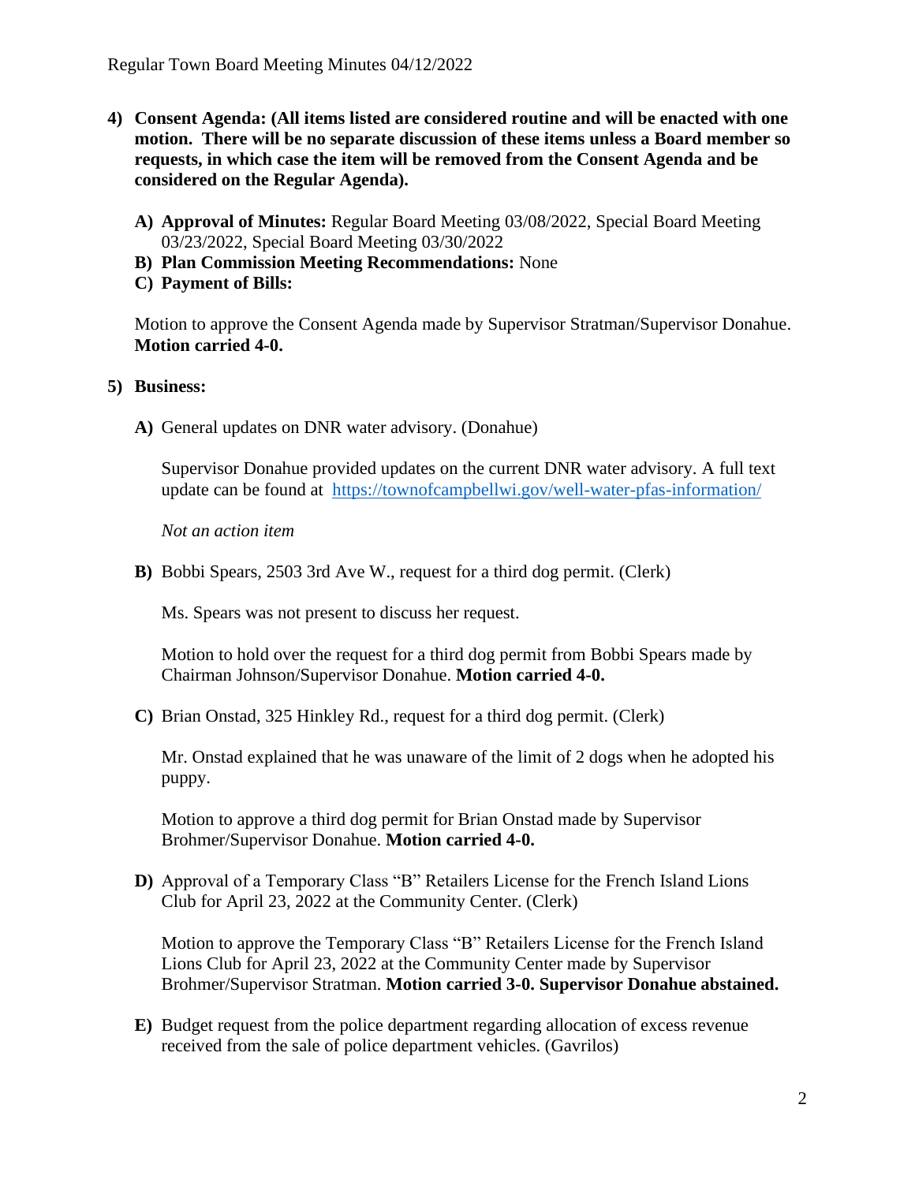4) **Consent Agenda: (All items listed are considered routine and will be enacted with one motion. There will be no separate discussion of these items unless a Board member so requests, in which case the item will be removed from the Consent Agenda and be considered on the Regular Agenda).**

   **A) Approval of Minutes:** Regular Board Meeting 03/08/2022, Special Board Meeting 03/23/2022, Special Board Meeting 03/30/2022
   
   **B) Plan Commission Meeting Recommendations:** None
   
   **C) Payment of Bills:**

   Motion to approve the Consent Agenda made by Supervisor Stratman/Supervisor Donahue. **Motion carried 4-0.**

5) **Business:**

   **A)** General updates on DNR water advisory. (Donahue)

   Supervisor Donahue provided updates on the current DNR water advisory. A full text update can be found at https://townofcampbellwi.gov/well-water-pfas-information/

   *Not an action item*

   **B)** Bobbi Spears, 2503 3rd Ave W., request for a third dog permit. (Clerk)

   Ms. Spears was not present to discuss her request.

   Motion to hold over the request for a third dog permit from Bobbi Spears made by Chairman Johnson/Supervisor Donahue. **Motion carried 4-0.**

   **C)** Brian Onstad, 325 Hinkley Rd., request for a third dog permit. (Clerk)

   Mr. Onstad explained that he was unaware of the limit of 2 dogs when he adopted his puppy.

   Motion to approve a third dog permit for Brian Onstad made by Supervisor Brohmer/Supervisor Donahue. **Motion carried 4-0.**

   **D)** Approval of a Temporary Class "B" Retailers License for the French Island Lions Club for April 23, 2022 at the Community Center. (Clerk)

   Motion to approve the Temporary Class "B" Retailers License for the French Island Lions Club for April 23, 2022 at the Community Center made by Supervisor Brohmer/Supervisor Stratman. **Motion carried 3-0. Supervisor Donahue abstained.**

   **E)** Budget request from the police department regarding allocation of excess revenue received from the sale of police department vehicles. (Gavrilos)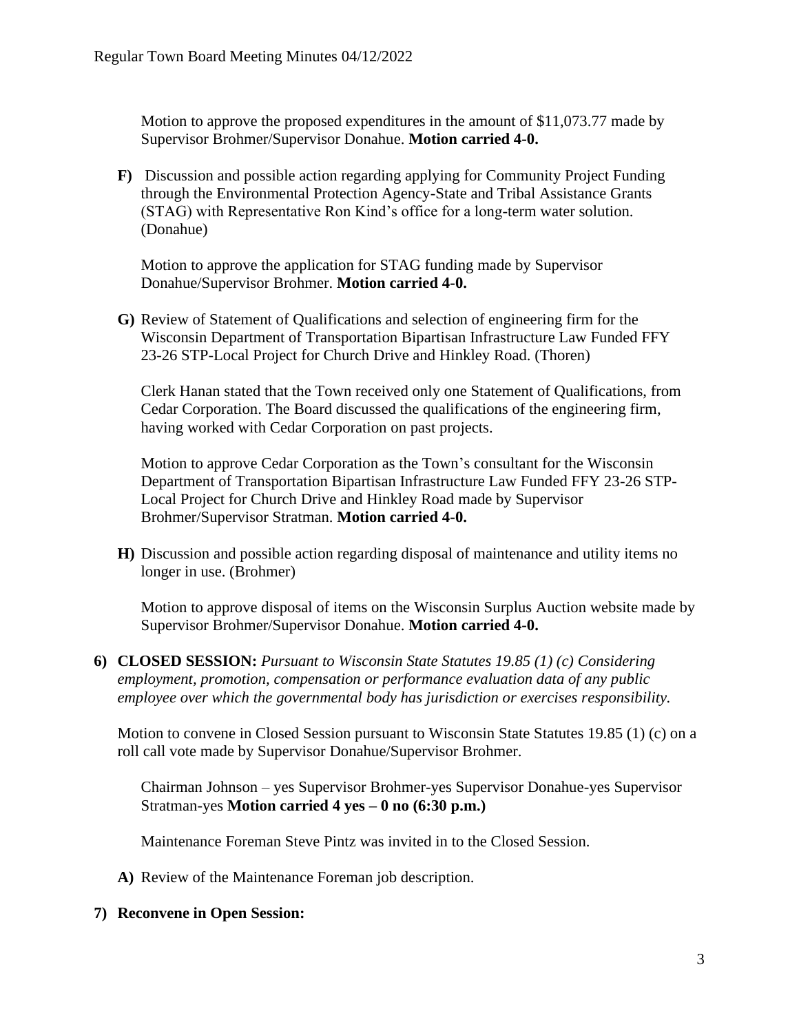Motion to approve the proposed expenditures in the amount of $11,073.77 made by Supervisor Brohmer/Supervisor Donahue. **Motion carried 4-0.**

**F)** Discussion and possible action regarding applying for Community Project Funding through the Environmental Protection Agency-State and Tribal Assistance Grants (STAG) with Representative Ron Kind's office for a long-term water solution. (Donahue)

Motion to approve the application for STAG funding made by Supervisor Donahue/Supervisor Brohmer. **Motion carried 4-0.**

**G)** Review of Statement of Qualifications and selection of engineering firm for the Wisconsin Department of Transportation Bipartisan Infrastructure Law Funded FFY 23-26 STP-Local Project for Church Drive and Hinkley Road. (Thoren)

Clerk Hanan stated that the Town received only one Statement of Qualifications, from Cedar Corporation. The Board discussed the qualifications of the engineering firm, having worked with Cedar Corporation on past projects.

Motion to approve Cedar Corporation as the Town's consultant for the Wisconsin Department of Transportation Bipartisan Infrastructure Law Funded FFY 23-26 STP-Local Project for Church Drive and Hinkley Road made by Supervisor Brohmer/Supervisor Stratman. **Motion carried 4-0.**

**H)** Discussion and possible action regarding disposal of maintenance and utility items no longer in use. (Brohmer)

Motion to approve disposal of items on the Wisconsin Surplus Auction website made by Supervisor Brohmer/Supervisor Donahue. **Motion carried 4-0.**

**6) CLOSED SESSION:** *Pursuant to Wisconsin State Statutes 19.85 (1) (c) Considering employment, promotion, compensation or performance evaluation data of any public employee over which the governmental body has jurisdiction or exercises responsibility.*

Motion to convene in Closed Session pursuant to Wisconsin State Statutes 19.85 (1) (c) on a roll call vote made by Supervisor Donahue/Supervisor Brohmer.

Chairman Johnson – yes Supervisor Brohmer-yes Supervisor Donahue-yes Supervisor Stratman-yes **Motion carried 4 yes – 0 no (6:30 p.m.)**

Maintenance Foreman Steve Pintz was invited in to the Closed Session.

**A)** Review of the Maintenance Foreman job description.

**7) Reconvene in Open Session:**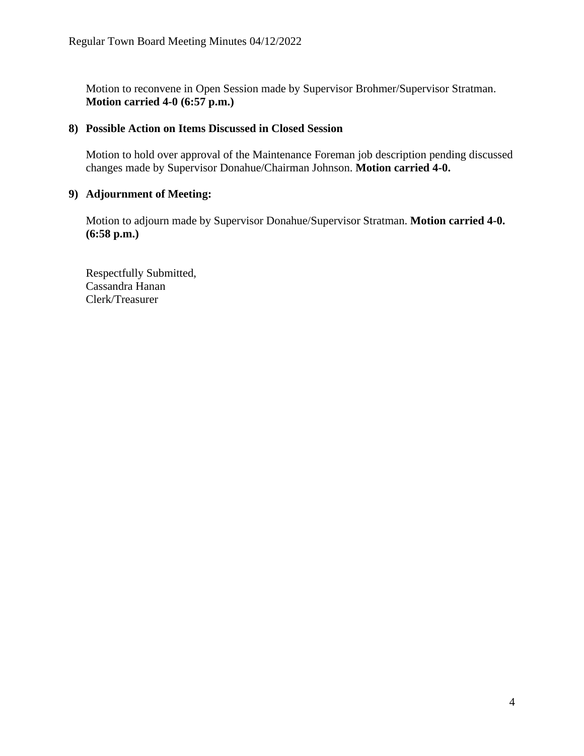Motion to reconvene in Open Session made by Supervisor Brohmer/Supervisor Stratman. **Motion carried 4-0 (6:57 p.m.)**

**8) Possible Action on Items Discussed in Closed Session**

Motion to hold over approval of the Maintenance Foreman job description pending discussed changes made by Supervisor Donahue/Chairman Johnson. **Motion carried 4-0.**

**9) Adjournment of Meeting:**

Motion to adjourn made by Supervisor Donahue/Supervisor Stratman. **Motion carried 4-0. (6:58 p.m.)**

Respectfully Submitted,
Cassandra Hanan
Clerk/Treasurer